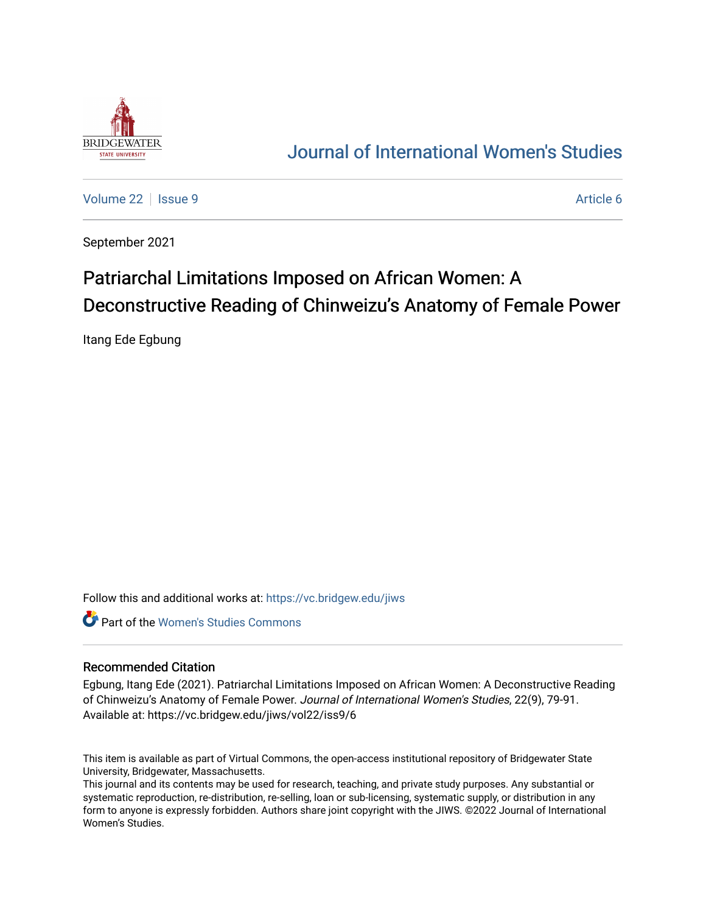Journal of International Women's Studies

Volume 22 | Issue 9 | Article 6

September 2021

# Patriarchal Limitations Imposed on African Women: A Deconstructive Reading of Chinweizu's Anatomy of Female Power

Itang Ede Egbung

Follow this and additional works at: https://vc.bridgew.edu/jiws

Part of the Women's Studies Commons

## Recommended Citation

Egbung, Itang Ede (2021). Patriarchal Limitations Imposed on African Women: A Deconstructive Reading of Chinweizu's Anatomy of Female Power. *Journal of International Women's Studies*, 22(9), 79-91. Available at: https://vc.bridgew.edu/jiws/vol22/iss9/6

This item is available as part of Virtual Commons, the open-access institutional repository of Bridgewater State University, Bridgewater, Massachusetts.
This journal and its contents may be used for research, teaching, and private study purposes. Any substantial or systematic reproduction, re-distribution, re-selling, loan or sub-licensing, systematic supply, or distribution in any form to anyone is expressly forbidden. Authors share joint copyright with the JIWS. ©2022 Journal of International Women's Studies.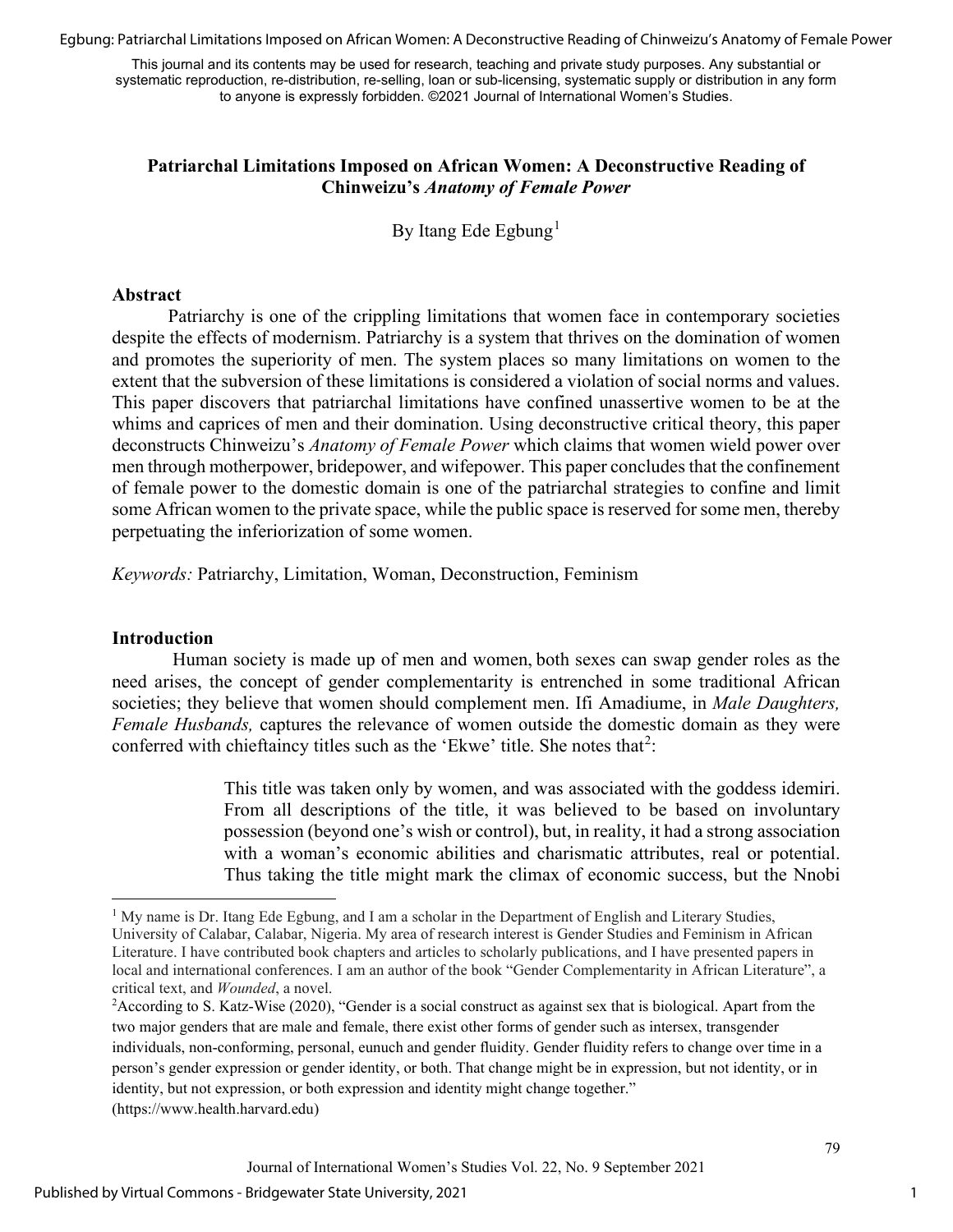This journal and its contents may be used for research, teaching and private study purposes. Any substantial or systematic reproduction, re-distribution, re-selling, loan or sub-licensing, systematic supply or distribution in any form to anyone is expressly forbidden. ©2021 Journal of International Women's Studies.

# Patriarchal Limitations Imposed on African Women: A Deconstructive Reading of Chinweizu's *Anatomy of Female Power*

By Itang Ede Egbung[1]

## Abstract

Patriarchy is one of the crippling limitations that women face in contemporary societies despite the effects of modernism. Patriarchy is a system that thrives on the domination of women and promotes the superiority of men. The system places so many limitations on women to the extent that the subversion of these limitations is considered a violation of social norms and values. This paper discovers that patriarchal limitations have confined unassertive women to be at the whims and caprices of men and their domination. Using deconstructive critical theory, this paper deconstructs Chinweizu's *Anatomy of Female Power* which claims that women wield power over men through motherpower, bridepower, and wifepower. This paper concludes that the confinement of female power to the domestic domain is one of the patriarchal strategies to confine and limit some African women to the private space, while the public space is reserved for some men, thereby perpetuating the inferiorization of some women.

*Keywords:* Patriarchy, Limitation, Woman, Deconstruction, Feminism

## Introduction

Human society is made up of men and women, both sexes can swap gender roles as the need arises, the concept of gender complementarity is entrenched in some traditional African societies; they believe that women should complement men. Ifi Amadiume, in *Male Daughters, Female Husbands,* captures the relevance of women outside the domestic domain as they were conferred with chieftaincy titles such as the 'Ekwe' title. She notes that[2]:

> This title was taken only by women, and was associated with the goddess idemiri. From all descriptions of the title, it was believed to be based on involuntary possession (beyond one's wish or control), but, in reality, it had a strong association with a woman's economic abilities and charismatic attributes, real or potential. Thus taking the title might mark the climax of economic success, but the Nnobi

---

[1] My name is Dr. Itang Ede Egbung, and I am a scholar in the Department of English and Literary Studies, University of Calabar, Calabar, Nigeria. My area of research interest is Gender Studies and Feminism in African Literature. I have contributed book chapters and articles to scholarly publications, and I have presented papers in local and international conferences. I am an author of the book "Gender Complementarity in African Literature", a critical text, and *Wounded*, a novel.

[2] According to S. Katz-Wise (2020), "Gender is a social construct as against sex that is biological. Apart from the two major genders that are male and female, there exist other forms of gender such as intersex, transgender individuals, non-conforming, personal, eunuch and gender fluidity. Gender fluidity refers to change over time in a person's gender expression or gender identity, or both. That change might be in expression, but not identity, or in identity, but not expression, or both expression and identity might change together." (https://www.health.harvard.edu)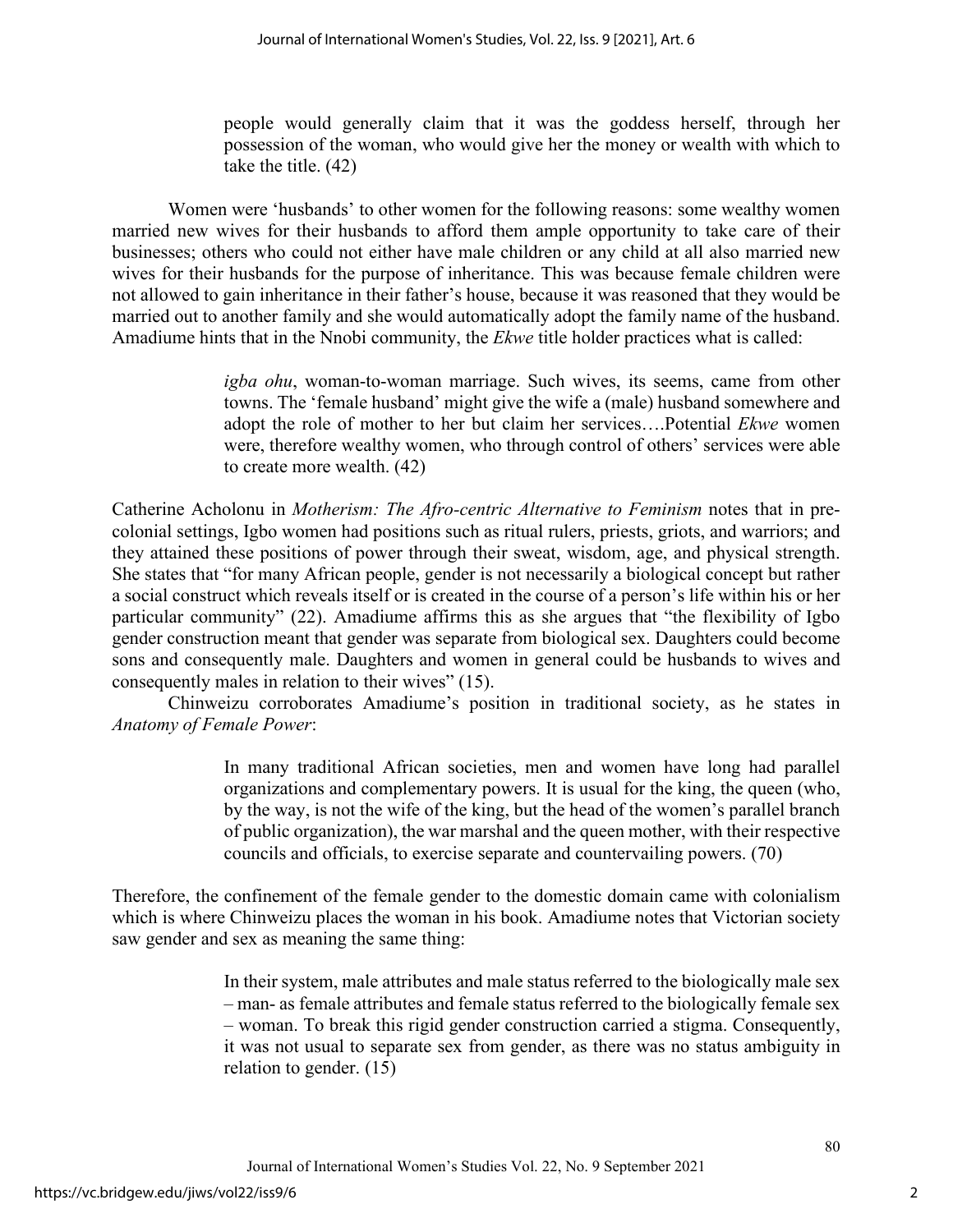> people would generally claim that it was the goddess herself, through her possession of the woman, who would give her the money or wealth with which to take the title. (42)

Women were 'husbands' to other women for the following reasons: some wealthy women married new wives for their husbands to afford them ample opportunity to take care of their businesses; others who could not either have male children or any child at all also married new wives for their husbands for the purpose of inheritance. This was because female children were not allowed to gain inheritance in their father's house, because it was reasoned that they would be married out to another family and she would automatically adopt the family name of the husband. Amadiume hints that in the Nnobi community, the *Ekwe* title holder practices what is called:

> *igba ohu*, woman-to-woman marriage. Such wives, its seems, came from other towns. The 'female husband' might give the wife a (male) husband somewhere and adopt the role of mother to her but claim her services….Potential *Ekwe* women were, therefore wealthy women, who through control of others' services were able to create more wealth. (42)

Catherine Acholonu in *Motherism: The Afro-centric Alternative to Feminism* notes that in pre-colonial settings, Igbo women had positions such as ritual rulers, priests, griots, and warriors; and they attained these positions of power through their sweat, wisdom, age, and physical strength. She states that "for many African people, gender is not necessarily a biological concept but rather a social construct which reveals itself or is created in the course of a person's life within his or her particular community" (22). Amadiume affirms this as she argues that "the flexibility of Igbo gender construction meant that gender was separate from biological sex. Daughters could become sons and consequently male. Daughters and women in general could be husbands to wives and consequently males in relation to their wives" (15).

Chinweizu corroborates Amadiume's position in traditional society, as he states in *Anatomy of Female Power*:

> In many traditional African societies, men and women have long had parallel organizations and complementary powers. It is usual for the king, the queen (who, by the way, is not the wife of the king, but the head of the women's parallel branch of public organization), the war marshal and the queen mother, with their respective councils and officials, to exercise separate and countervailing powers. (70)

Therefore, the confinement of the female gender to the domestic domain came with colonialism which is where Chinweizu places the woman in his book. Amadiume notes that Victorian society saw gender and sex as meaning the same thing:

> In their system, male attributes and male status referred to the biologically male sex – man- as female attributes and female status referred to the biologically female sex – woman. To break this rigid gender construction carried a stigma. Consequently, it was not usual to separate sex from gender, as there was no status ambiguity in relation to gender. (15)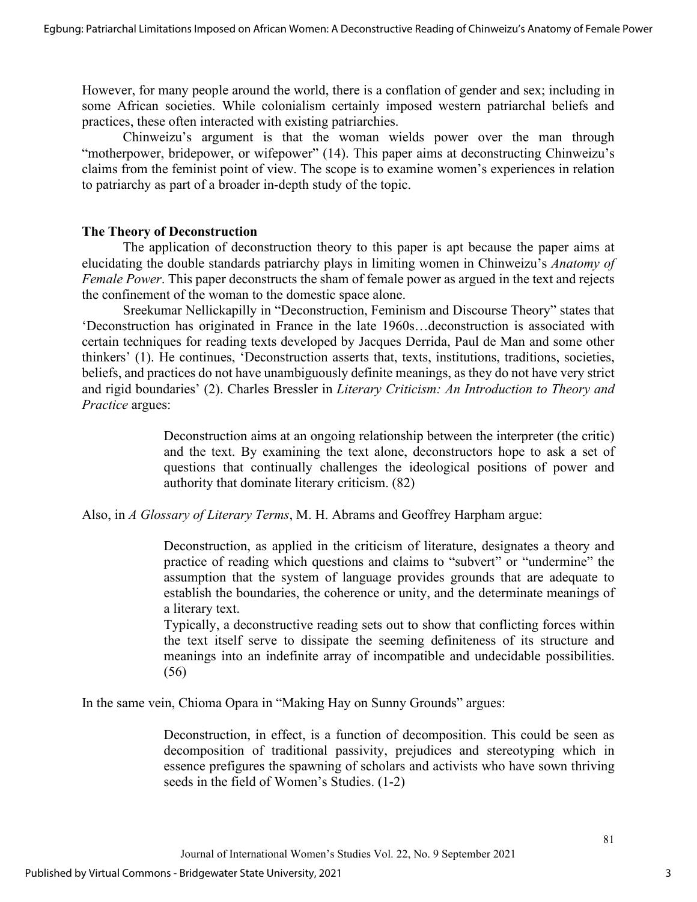However, for many people around the world, there is a conflation of gender and sex; including in some African societies. While colonialism certainly imposed western patriarchal beliefs and practices, these often interacted with existing patriarchies.

Chinweizu's argument is that the woman wields power over the man through "motherpower, bridepower, or wifepower" (14). This paper aims at deconstructing Chinweizu's claims from the feminist point of view. The scope is to examine women's experiences in relation to patriarchy as part of a broader in-depth study of the topic.

## The Theory of Deconstruction

The application of deconstruction theory to this paper is apt because the paper aims at elucidating the double standards patriarchy plays in limiting women in Chinweizu's *Anatomy of Female Power*. This paper deconstructs the sham of female power as argued in the text and rejects the confinement of the woman to the domestic space alone.

Sreekumar Nellickapilly in "Deconstruction, Feminism and Discourse Theory" states that 'Deconstruction has originated in France in the late 1960s…deconstruction is associated with certain techniques for reading texts developed by Jacques Derrida, Paul de Man and some other thinkers' (1). He continues, 'Deconstruction asserts that, texts, institutions, traditions, societies, beliefs, and practices do not have unambiguously definite meanings, as they do not have very strict and rigid boundaries' (2). Charles Bressler in *Literary Criticism: An Introduction to Theory and Practice* argues:

> Deconstruction aims at an ongoing relationship between the interpreter (the critic) and the text. By examining the text alone, deconstructors hope to ask a set of questions that continually challenges the ideological positions of power and authority that dominate literary criticism. (82)

Also, in *A Glossary of Literary Terms*, M. H. Abrams and Geoffrey Harpham argue:

> Deconstruction, as applied in the criticism of literature, designates a theory and practice of reading which questions and claims to "subvert" or "undermine" the assumption that the system of language provides grounds that are adequate to establish the boundaries, the coherence or unity, and the determinate meanings of a literary text.
>
> Typically, a deconstructive reading sets out to show that conflicting forces within the text itself serve to dissipate the seeming definiteness of its structure and meanings into an indefinite array of incompatible and undecidable possibilities. (56)

In the same vein, Chioma Opara in "Making Hay on Sunny Grounds" argues:

> Deconstruction, in effect, is a function of decomposition. This could be seen as decomposition of traditional passivity, prejudices and stereotyping which in essence prefigures the spawning of scholars and activists who have sown thriving seeds in the field of Women's Studies. (1-2)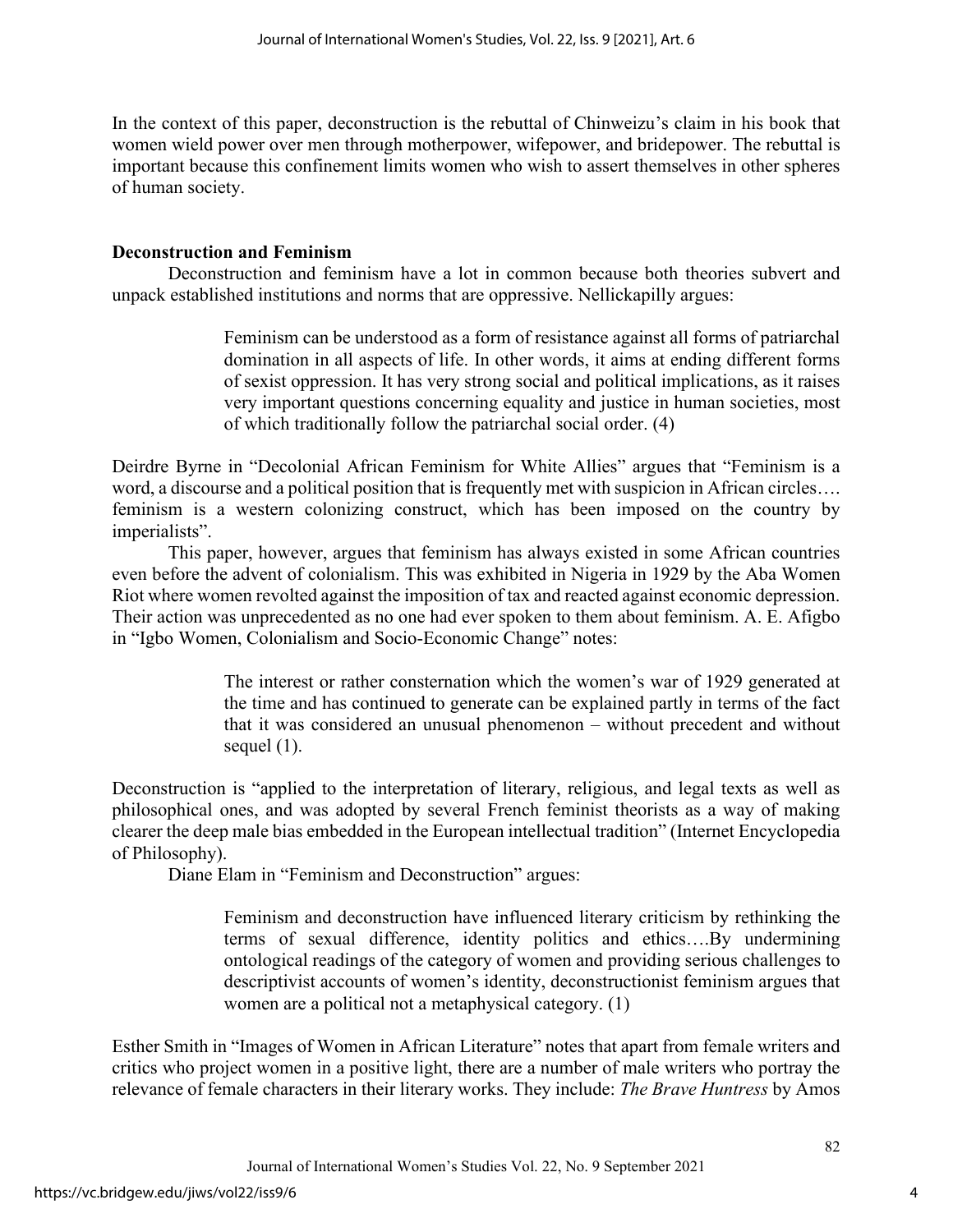In the context of this paper, deconstruction is the rebuttal of Chinweizu's claim in his book that women wield power over men through motherpower, wifepower, and bridepower. The rebuttal is important because this confinement limits women who wish to assert themselves in other spheres of human society.

## Deconstruction and Feminism

Deconstruction and feminism have a lot in common because both theories subvert and unpack established institutions and norms that are oppressive. Nellickapilly argues:

> Feminism can be understood as a form of resistance against all forms of patriarchal domination in all aspects of life. In other words, it aims at ending different forms of sexist oppression. It has very strong social and political implications, as it raises very important questions concerning equality and justice in human societies, most of which traditionally follow the patriarchal social order. (4)

Deirdre Byrne in "Decolonial African Feminism for White Allies" argues that "Feminism is a word, a discourse and a political position that is frequently met with suspicion in African circles…. feminism is a western colonizing construct, which has been imposed on the country by imperialists".

This paper, however, argues that feminism has always existed in some African countries even before the advent of colonialism. This was exhibited in Nigeria in 1929 by the Aba Women Riot where women revolted against the imposition of tax and reacted against economic depression. Their action was unprecedented as no one had ever spoken to them about feminism. A. E. Afigbo in "Igbo Women, Colonialism and Socio-Economic Change" notes:

> The interest or rather consternation which the women's war of 1929 generated at the time and has continued to generate can be explained partly in terms of the fact that it was considered an unusual phenomenon – without precedent and without sequel (1).

Deconstruction is "applied to the interpretation of literary, religious, and legal texts as well as philosophical ones, and was adopted by several French feminist theorists as a way of making clearer the deep male bias embedded in the European intellectual tradition" (Internet Encyclopedia of Philosophy).

Diane Elam in "Feminism and Deconstruction" argues:

> Feminism and deconstruction have influenced literary criticism by rethinking the terms of sexual difference, identity politics and ethics….By undermining ontological readings of the category of women and providing serious challenges to descriptivist accounts of women's identity, deconstructionist feminism argues that women are a political not a metaphysical category. (1)

Esther Smith in "Images of Women in African Literature" notes that apart from female writers and critics who project women in a positive light, there are a number of male writers who portray the relevance of female characters in their literary works. They include: *The Brave Huntress* by Amos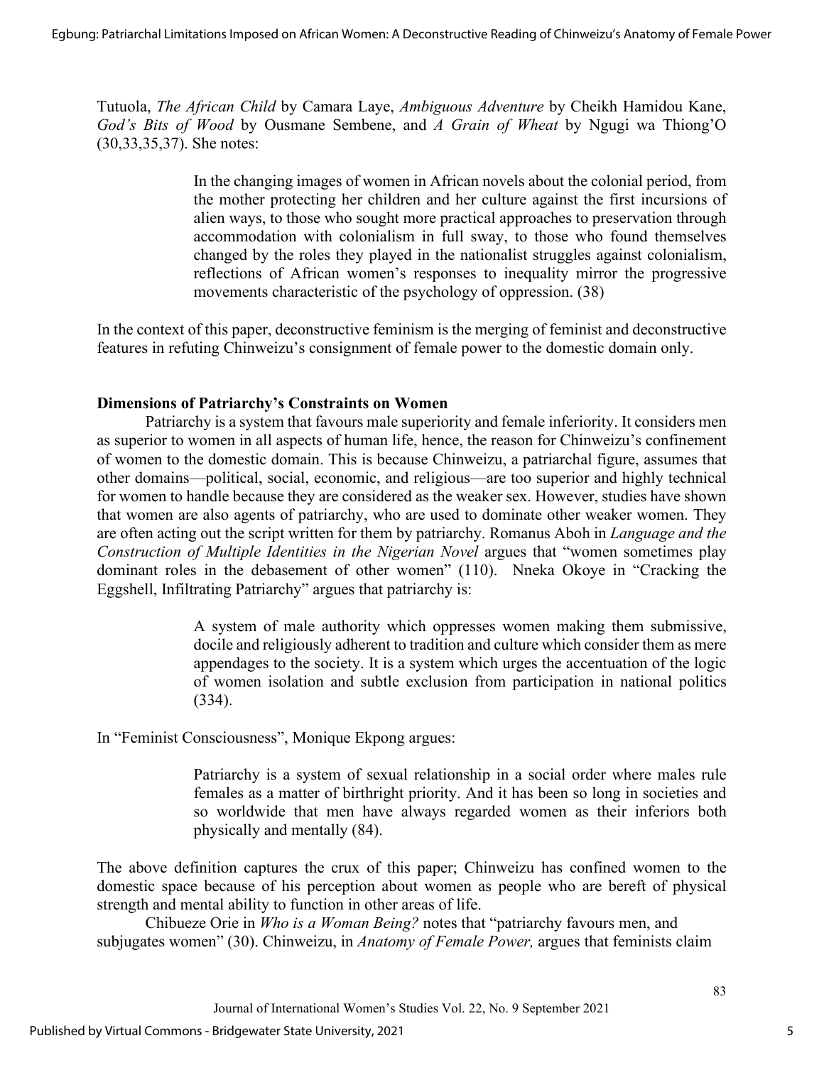Tutuola, *The African Child* by Camara Laye, *Ambiguous Adventure* by Cheikh Hamidou Kane, *God's Bits of Wood* by Ousmane Sembene, and *A Grain of Wheat* by Ngugi wa Thiong'O (30,33,35,37). She notes:

> In the changing images of women in African novels about the colonial period, from the mother protecting her children and her culture against the first incursions of alien ways, to those who sought more practical approaches to preservation through accommodation with colonialism in full sway, to those who found themselves changed by the roles they played in the nationalist struggles against colonialism, reflections of African women's responses to inequality mirror the progressive movements characteristic of the psychology of oppression. (38)

In the context of this paper, deconstructive feminism is the merging of feminist and deconstructive features in refuting Chinweizu's consignment of female power to the domestic domain only.

## Dimensions of Patriarchy's Constraints on Women

Patriarchy is a system that favours male superiority and female inferiority. It considers men as superior to women in all aspects of human life, hence, the reason for Chinweizu's confinement of women to the domestic domain. This is because Chinweizu, a patriarchal figure, assumes that other domains—political, social, economic, and religious—are too superior and highly technical for women to handle because they are considered as the weaker sex. However, studies have shown that women are also agents of patriarchy, who are used to dominate other weaker women. They are often acting out the script written for them by patriarchy. Romanus Aboh in *Language and the Construction of Multiple Identities in the Nigerian Novel* argues that "women sometimes play dominant roles in the debasement of other women" (110). Nneka Okoye in "Cracking the Eggshell, Infiltrating Patriarchy" argues that patriarchy is:

> A system of male authority which oppresses women making them submissive, docile and religiously adherent to tradition and culture which consider them as mere appendages to the society. It is a system which urges the accentuation of the logic of women isolation and subtle exclusion from participation in national politics (334).

In "Feminist Consciousness", Monique Ekpong argues:

> Patriarchy is a system of sexual relationship in a social order where males rule females as a matter of birthright priority. And it has been so long in societies and so worldwide that men have always regarded women as their inferiors both physically and mentally (84).

The above definition captures the crux of this paper; Chinweizu has confined women to the domestic space because of his perception about women as people who are bereft of physical strength and mental ability to function in other areas of life.

Chibueze Orie in *Who is a Woman Being?* notes that "patriarchy favours men, and subjugates women" (30). Chinweizu, in *Anatomy of Female Power,* argues that feminists claim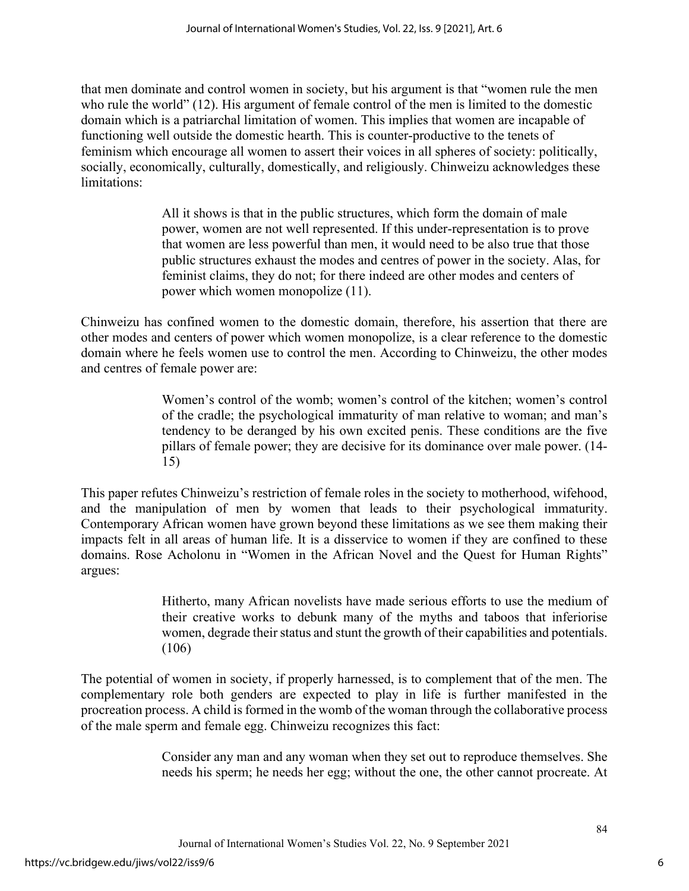that men dominate and control women in society, but his argument is that "women rule the men who rule the world" (12). His argument of female control of the men is limited to the domestic domain which is a patriarchal limitation of women. This implies that women are incapable of functioning well outside the domestic hearth. This is counter-productive to the tenets of feminism which encourage all women to assert their voices in all spheres of society: politically, socially, economically, culturally, domestically, and religiously. Chinweizu acknowledges these limitations:

> All it shows is that in the public structures, which form the domain of male power, women are not well represented. If this under-representation is to prove that women are less powerful than men, it would need to be also true that those public structures exhaust the modes and centres of power in the society. Alas, for feminist claims, they do not; for there indeed are other modes and centers of power which women monopolize (11).

Chinweizu has confined women to the domestic domain, therefore, his assertion that there are other modes and centers of power which women monopolize, is a clear reference to the domestic domain where he feels women use to control the men. According to Chinweizu, the other modes and centres of female power are:

> Women's control of the womb; women's control of the kitchen; women's control of the cradle; the psychological immaturity of man relative to woman; and man's tendency to be deranged by his own excited penis. These conditions are the five pillars of female power; they are decisive for its dominance over male power. (14-15)

This paper refutes Chinweizu's restriction of female roles in the society to motherhood, wifehood, and the manipulation of men by women that leads to their psychological immaturity. Contemporary African women have grown beyond these limitations as we see them making their impacts felt in all areas of human life. It is a disservice to women if they are confined to these domains. Rose Acholonu in "Women in the African Novel and the Quest for Human Rights" argues:

> Hitherto, many African novelists have made serious efforts to use the medium of their creative works to debunk many of the myths and taboos that inferiorise women, degrade their status and stunt the growth of their capabilities and potentials. (106)

The potential of women in society, if properly harnessed, is to complement that of the men. The complementary role both genders are expected to play in life is further manifested in the procreation process. A child is formed in the womb of the woman through the collaborative process of the male sperm and female egg. Chinweizu recognizes this fact:

> Consider any man and any woman when they set out to reproduce themselves. She needs his sperm; he needs her egg; without the one, the other cannot procreate. At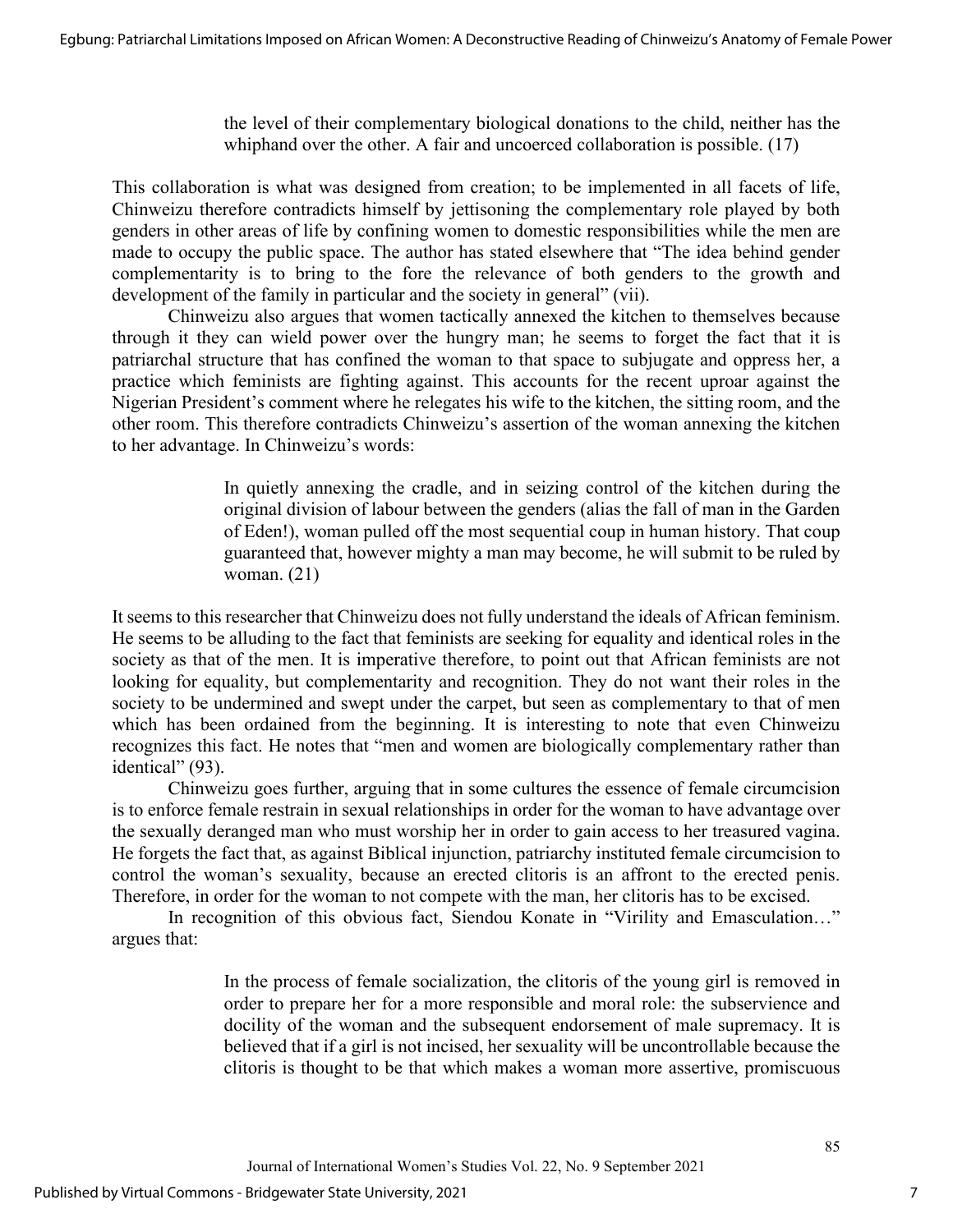> the level of their complementary biological donations to the child, neither has the whiphand over the other. A fair and uncoerced collaboration is possible. (17)

This collaboration is what was designed from creation; to be implemented in all facets of life, Chinweizu therefore contradicts himself by jettisoning the complementary role played by both genders in other areas of life by confining women to domestic responsibilities while the men are made to occupy the public space. The author has stated elsewhere that "The idea behind gender complementarity is to bring to the fore the relevance of both genders to the growth and development of the family in particular and the society in general" (vii).

Chinweizu also argues that women tactically annexed the kitchen to themselves because through it they can wield power over the hungry man; he seems to forget the fact that it is patriarchal structure that has confined the woman to that space to subjugate and oppress her, a practice which feminists are fighting against. This accounts for the recent uproar against the Nigerian President's comment where he relegates his wife to the kitchen, the sitting room, and the other room. This therefore contradicts Chinweizu's assertion of the woman annexing the kitchen to her advantage. In Chinweizu's words:

> In quietly annexing the cradle, and in seizing control of the kitchen during the original division of labour between the genders (alias the fall of man in the Garden of Eden!), woman pulled off the most sequential coup in human history. That coup guaranteed that, however mighty a man may become, he will submit to be ruled by woman. (21)

It seems to this researcher that Chinweizu does not fully understand the ideals of African feminism. He seems to be alluding to the fact that feminists are seeking for equality and identical roles in the society as that of the men. It is imperative therefore, to point out that African feminists are not looking for equality, but complementarity and recognition. They do not want their roles in the society to be undermined and swept under the carpet, but seen as complementary to that of men which has been ordained from the beginning. It is interesting to note that even Chinweizu recognizes this fact. He notes that "men and women are biologically complementary rather than identical" (93).

Chinweizu goes further, arguing that in some cultures the essence of female circumcision is to enforce female restrain in sexual relationships in order for the woman to have advantage over the sexually deranged man who must worship her in order to gain access to her treasured vagina. He forgets the fact that, as against Biblical injunction, patriarchy instituted female circumcision to control the woman's sexuality, because an erected clitoris is an affront to the erected penis. Therefore, in order for the woman to not compete with the man, her clitoris has to be excised.

In recognition of this obvious fact, Siendou Konate in "Virility and Emasculation…" argues that:

> In the process of female socialization, the clitoris of the young girl is removed in order to prepare her for a more responsible and moral role: the subservience and docility of the woman and the subsequent endorsement of male supremacy. It is believed that if a girl is not incised, her sexuality will be uncontrollable because the clitoris is thought to be that which makes a woman more assertive, promiscuous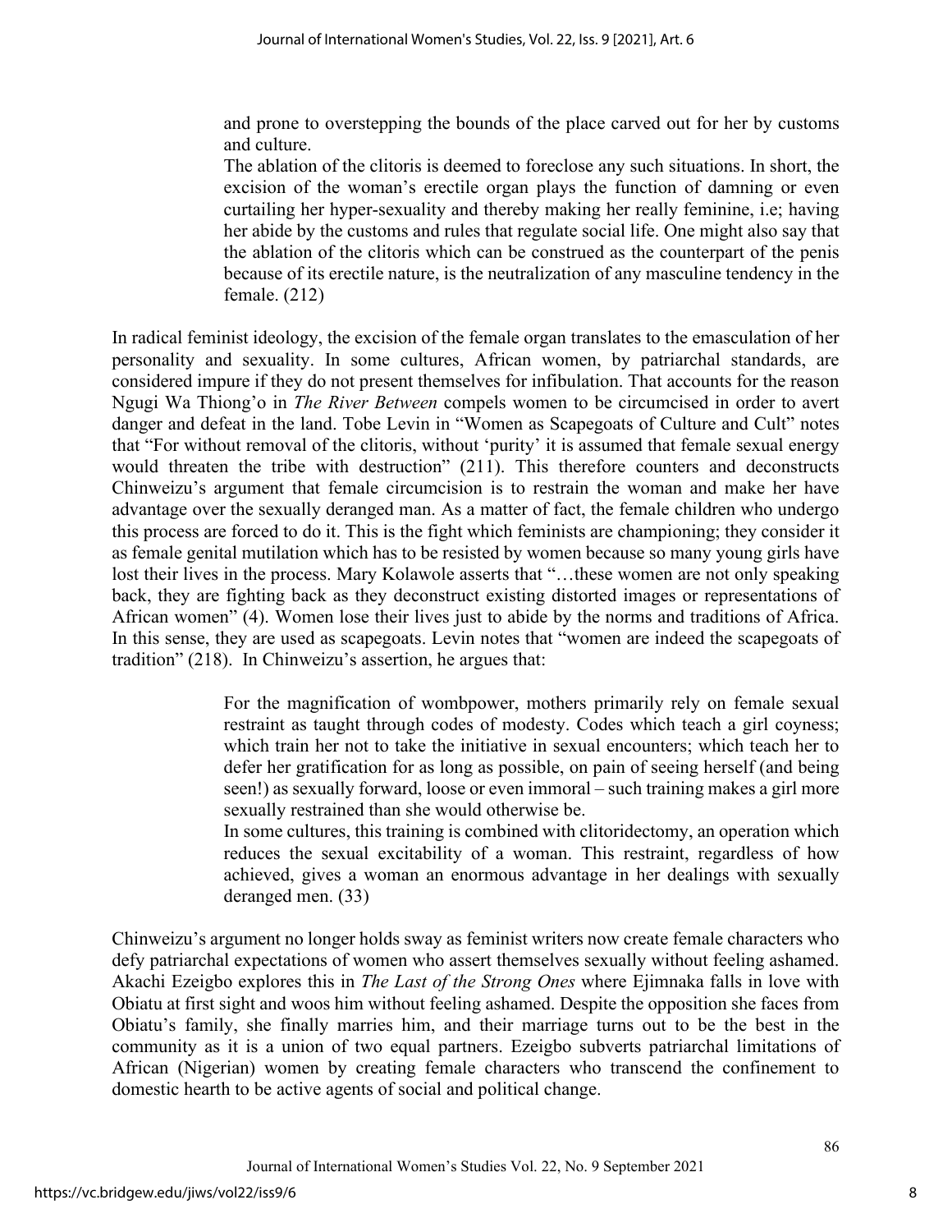> and prone to overstepping the bounds of the place carved out for her by customs and culture.
>
> The ablation of the clitoris is deemed to foreclose any such situations. In short, the excision of the woman's erectile organ plays the function of damning or even curtailing her hyper-sexuality and thereby making her really feminine, i.e; having her abide by the customs and rules that regulate social life. One might also say that the ablation of the clitoris which can be construed as the counterpart of the penis because of its erectile nature, is the neutralization of any masculine tendency in the female. (212)

In radical feminist ideology, the excision of the female organ translates to the emasculation of her personality and sexuality. In some cultures, African women, by patriarchal standards, are considered impure if they do not present themselves for infibulation. That accounts for the reason Ngugi Wa Thiong'o in *The River Between* compels women to be circumcised in order to avert danger and defeat in the land. Tobe Levin in "Women as Scapegoats of Culture and Cult" notes that "For without removal of the clitoris, without 'purity' it is assumed that female sexual energy would threaten the tribe with destruction" (211). This therefore counters and deconstructs Chinweizu's argument that female circumcision is to restrain the woman and make her have advantage over the sexually deranged man. As a matter of fact, the female children who undergo this process are forced to do it. This is the fight which feminists are championing; they consider it as female genital mutilation which has to be resisted by women because so many young girls have lost their lives in the process. Mary Kolawole asserts that "…these women are not only speaking back, they are fighting back as they deconstruct existing distorted images or representations of African women" (4). Women lose their lives just to abide by the norms and traditions of Africa. In this sense, they are used as scapegoats. Levin notes that "women are indeed the scapegoats of tradition" (218). In Chinweizu's assertion, he argues that:

> For the magnification of wombpower, mothers primarily rely on female sexual restraint as taught through codes of modesty. Codes which teach a girl coyness; which train her not to take the initiative in sexual encounters; which teach her to defer her gratification for as long as possible, on pain of seeing herself (and being seen!) as sexually forward, loose or even immoral – such training makes a girl more sexually restrained than she would otherwise be.
>
> In some cultures, this training is combined with clitoridectomy, an operation which reduces the sexual excitability of a woman. This restraint, regardless of how achieved, gives a woman an enormous advantage in her dealings with sexually deranged men. (33)

Chinweizu's argument no longer holds sway as feminist writers now create female characters who defy patriarchal expectations of women who assert themselves sexually without feeling ashamed. Akachi Ezeigbo explores this in *The Last of the Strong Ones* where Ejimnaka falls in love with Obiatu at first sight and woos him without feeling ashamed. Despite the opposition she faces from Obiatu's family, she finally marries him, and their marriage turns out to be the best in the community as it is a union of two equal partners. Ezeigbo subverts patriarchal limitations of African (Nigerian) women by creating female characters who transcend the confinement to domestic hearth to be active agents of social and political change.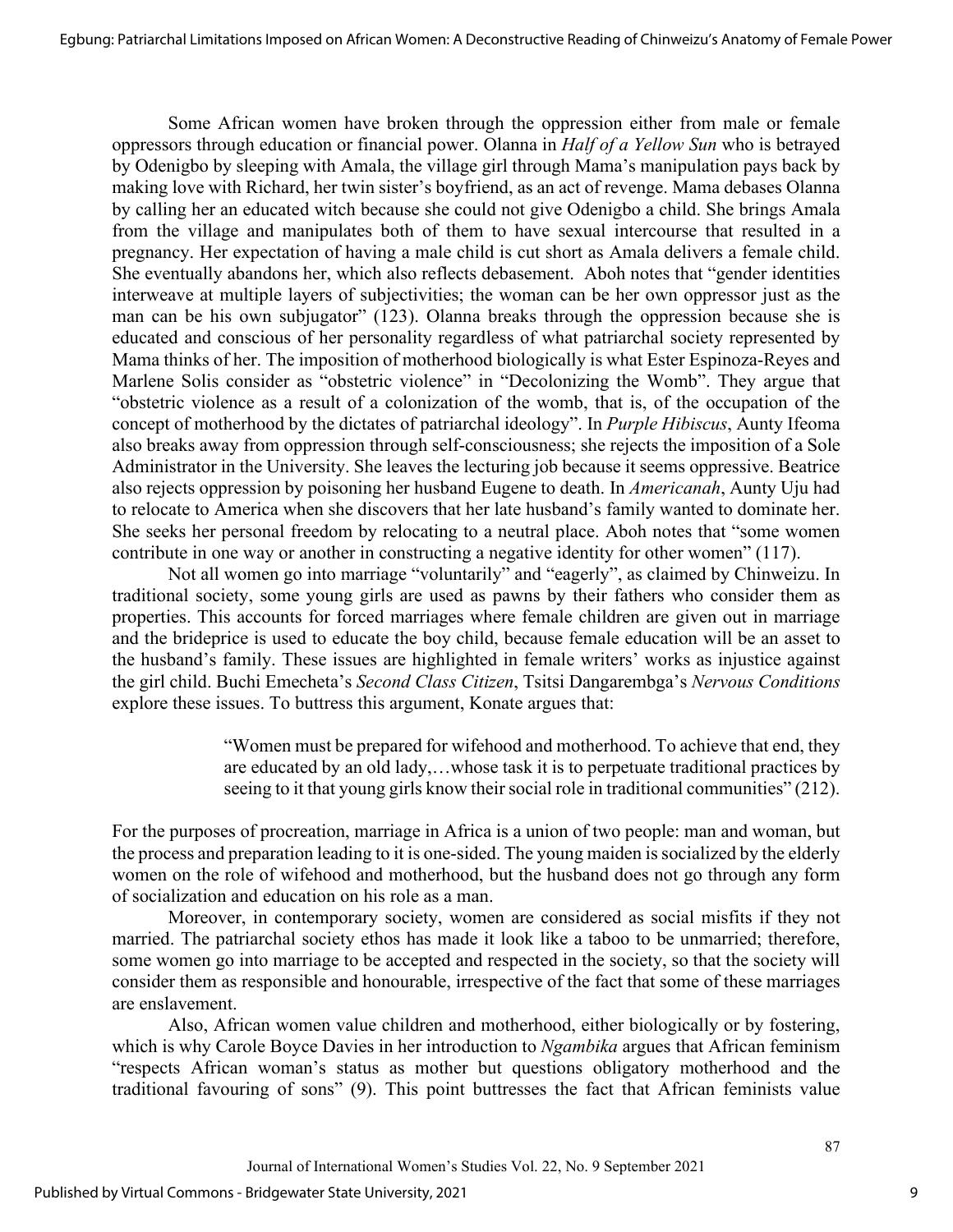Some African women have broken through the oppression either from male or female oppressors through education or financial power. Olanna in *Half of a Yellow Sun* who is betrayed by Odenigbo by sleeping with Amala, the village girl through Mama's manipulation pays back by making love with Richard, her twin sister's boyfriend, as an act of revenge. Mama debases Olanna by calling her an educated witch because she could not give Odenigbo a child. She brings Amala from the village and manipulates both of them to have sexual intercourse that resulted in a pregnancy. Her expectation of having a male child is cut short as Amala delivers a female child. She eventually abandons her, which also reflects debasement. Aboh notes that "gender identities interweave at multiple layers of subjectivities; the woman can be her own oppressor just as the man can be his own subjugator" (123). Olanna breaks through the oppression because she is educated and conscious of her personality regardless of what patriarchal society represented by Mama thinks of her. The imposition of motherhood biologically is what Ester Espinoza-Reyes and Marlene Solis consider as "obstetric violence" in "Decolonizing the Womb". They argue that "obstetric violence as a result of a colonization of the womb, that is, of the occupation of the concept of motherhood by the dictates of patriarchal ideology". In *Purple Hibiscus*, Aunty Ifeoma also breaks away from oppression through self-consciousness; she rejects the imposition of a Sole Administrator in the University. She leaves the lecturing job because it seems oppressive. Beatrice also rejects oppression by poisoning her husband Eugene to death. In *Americanah*, Aunty Uju had to relocate to America when she discovers that her late husband's family wanted to dominate her. She seeks her personal freedom by relocating to a neutral place. Aboh notes that "some women contribute in one way or another in constructing a negative identity for other women" (117).

Not all women go into marriage "voluntarily" and "eagerly", as claimed by Chinweizu. In traditional society, some young girls are used as pawns by their fathers who consider them as properties. This accounts for forced marriages where female children are given out in marriage and the brideprice is used to educate the boy child, because female education will be an asset to the husband's family. These issues are highlighted in female writers' works as injustice against the girl child. Buchi Emecheta's *Second Class Citizen*, Tsitsi Dangarembga's *Nervous Conditions* explore these issues. To buttress this argument, Konate argues that:

> "Women must be prepared for wifehood and motherhood. To achieve that end, they are educated by an old lady,…whose task it is to perpetuate traditional practices by seeing to it that young girls know their social role in traditional communities" (212).

For the purposes of procreation, marriage in Africa is a union of two people: man and woman, but the process and preparation leading to it is one-sided. The young maiden is socialized by the elderly women on the role of wifehood and motherhood, but the husband does not go through any form of socialization and education on his role as a man.

Moreover, in contemporary society, women are considered as social misfits if they not married. The patriarchal society ethos has made it look like a taboo to be unmarried; therefore, some women go into marriage to be accepted and respected in the society, so that the society will consider them as responsible and honourable, irrespective of the fact that some of these marriages are enslavement.

Also, African women value children and motherhood, either biologically or by fostering, which is why Carole Boyce Davies in her introduction to *Ngambika* argues that African feminism "respects African woman's status as mother but questions obligatory motherhood and the traditional favouring of sons" (9). This point buttresses the fact that African feminists value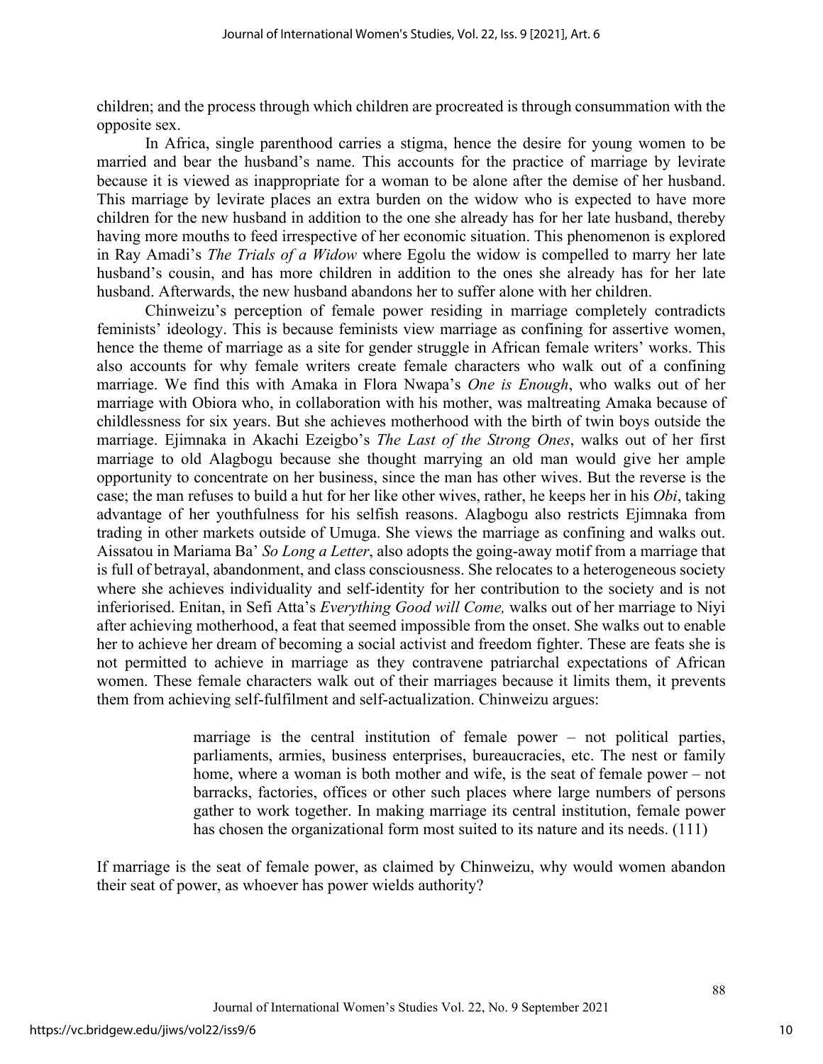children; and the process through which children are procreated is through consummation with the opposite sex.

In Africa, single parenthood carries a stigma, hence the desire for young women to be married and bear the husband's name. This accounts for the practice of marriage by levirate because it is viewed as inappropriate for a woman to be alone after the demise of her husband. This marriage by levirate places an extra burden on the widow who is expected to have more children for the new husband in addition to the one she already has for her late husband, thereby having more mouths to feed irrespective of her economic situation. This phenomenon is explored in Ray Amadi's *The Trials of a Widow* where Egolu the widow is compelled to marry her late husband's cousin, and has more children in addition to the ones she already has for her late husband. Afterwards, the new husband abandons her to suffer alone with her children.

Chinweizu's perception of female power residing in marriage completely contradicts feminists' ideology. This is because feminists view marriage as confining for assertive women, hence the theme of marriage as a site for gender struggle in African female writers' works. This also accounts for why female writers create female characters who walk out of a confining marriage. We find this with Amaka in Flora Nwapa's *One is Enough*, who walks out of her marriage with Obiora who, in collaboration with his mother, was maltreating Amaka because of childlessness for six years. But she achieves motherhood with the birth of twin boys outside the marriage. Ejimnaka in Akachi Ezeigbo's *The Last of the Strong Ones*, walks out of her first marriage to old Alagbogu because she thought marrying an old man would give her ample opportunity to concentrate on her business, since the man has other wives. But the reverse is the case; the man refuses to build a hut for her like other wives, rather, he keeps her in his *Obi*, taking advantage of her youthfulness for his selfish reasons. Alagbogu also restricts Ejimnaka from trading in other markets outside of Umuga. She views the marriage as confining and walks out. Aissatou in Mariama Ba' *So Long a Letter*, also adopts the going-away motif from a marriage that is full of betrayal, abandonment, and class consciousness. She relocates to a heterogeneous society where she achieves individuality and self-identity for her contribution to the society and is not inferiorised. Enitan, in Sefi Atta's *Everything Good will Come,* walks out of her marriage to Niyi after achieving motherhood, a feat that seemed impossible from the onset. She walks out to enable her to achieve her dream of becoming a social activist and freedom fighter. These are feats she is not permitted to achieve in marriage as they contravene patriarchal expectations of African women. These female characters walk out of their marriages because it limits them, it prevents them from achieving self-fulfilment and self-actualization. Chinweizu argues:

> marriage is the central institution of female power – not political parties, parliaments, armies, business enterprises, bureaucracies, etc. The nest or family home, where a woman is both mother and wife, is the seat of female power – not barracks, factories, offices or other such places where large numbers of persons gather to work together. In making marriage its central institution, female power has chosen the organizational form most suited to its nature and its needs. (111)

If marriage is the seat of female power, as claimed by Chinweizu, why would women abandon their seat of power, as whoever has power wields authority?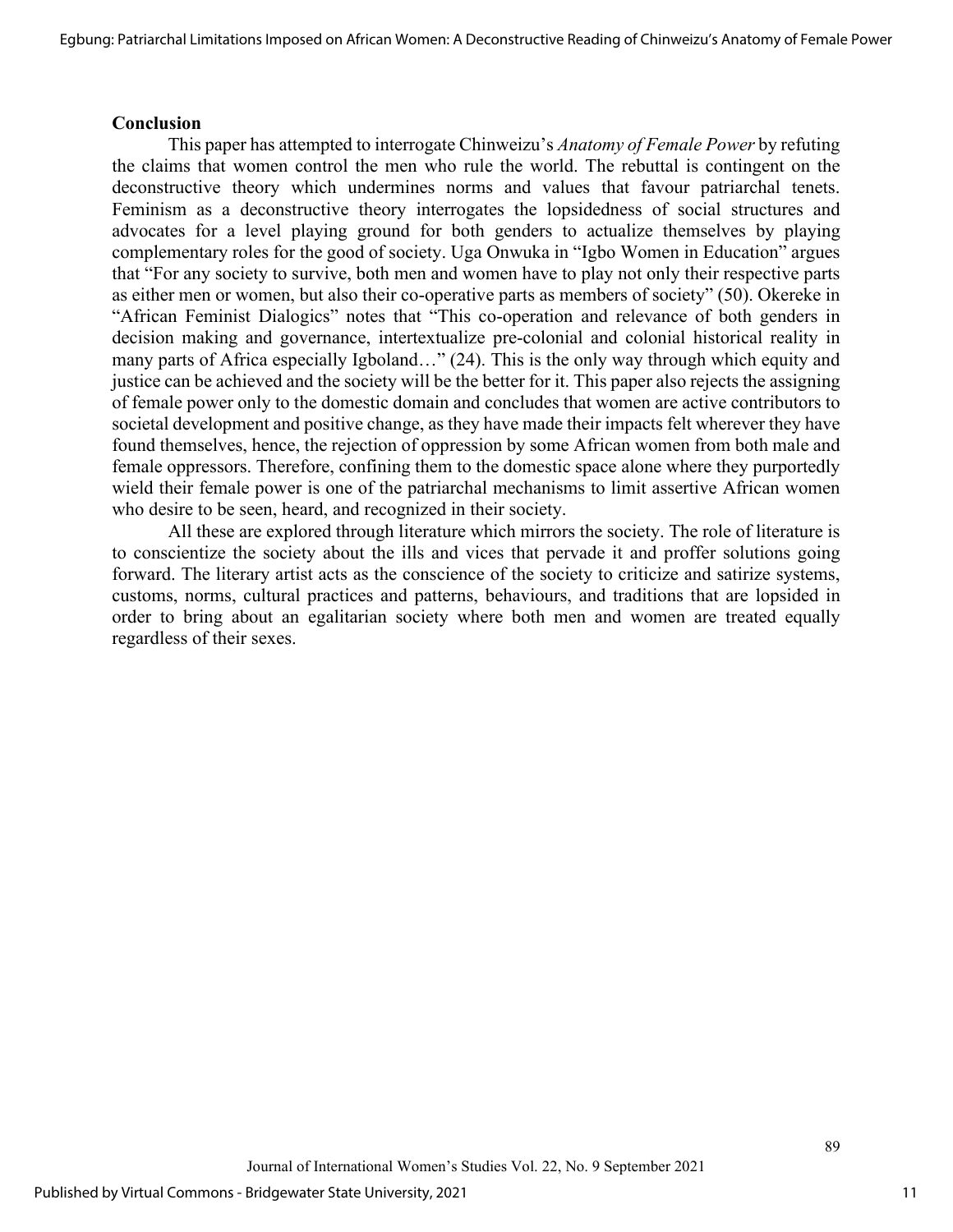## Conclusion

This paper has attempted to interrogate Chinweizu's *Anatomy of Female Power* by refuting the claims that women control the men who rule the world. The rebuttal is contingent on the deconstructive theory which undermines norms and values that favour patriarchal tenets. Feminism as a deconstructive theory interrogates the lopsidedness of social structures and advocates for a level playing ground for both genders to actualize themselves by playing complementary roles for the good of society. Uga Onwuka in "Igbo Women in Education" argues that "For any society to survive, both men and women have to play not only their respective parts as either men or women, but also their co-operative parts as members of society" (50). Okereke in "African Feminist Dialogics" notes that "This co-operation and relevance of both genders in decision making and governance, intertextualize pre-colonial and colonial historical reality in many parts of Africa especially Igboland…" (24). This is the only way through which equity and justice can be achieved and the society will be the better for it. This paper also rejects the assigning of female power only to the domestic domain and concludes that women are active contributors to societal development and positive change, as they have made their impacts felt wherever they have found themselves, hence, the rejection of oppression by some African women from both male and female oppressors. Therefore, confining them to the domestic space alone where they purportedly wield their female power is one of the patriarchal mechanisms to limit assertive African women who desire to be seen, heard, and recognized in their society.

All these are explored through literature which mirrors the society. The role of literature is to conscientize the society about the ills and vices that pervade it and proffer solutions going forward. The literary artist acts as the conscience of the society to criticize and satirize systems, customs, norms, cultural practices and patterns, behaviours, and traditions that are lopsided in order to bring about an egalitarian society where both men and women are treated equally regardless of their sexes.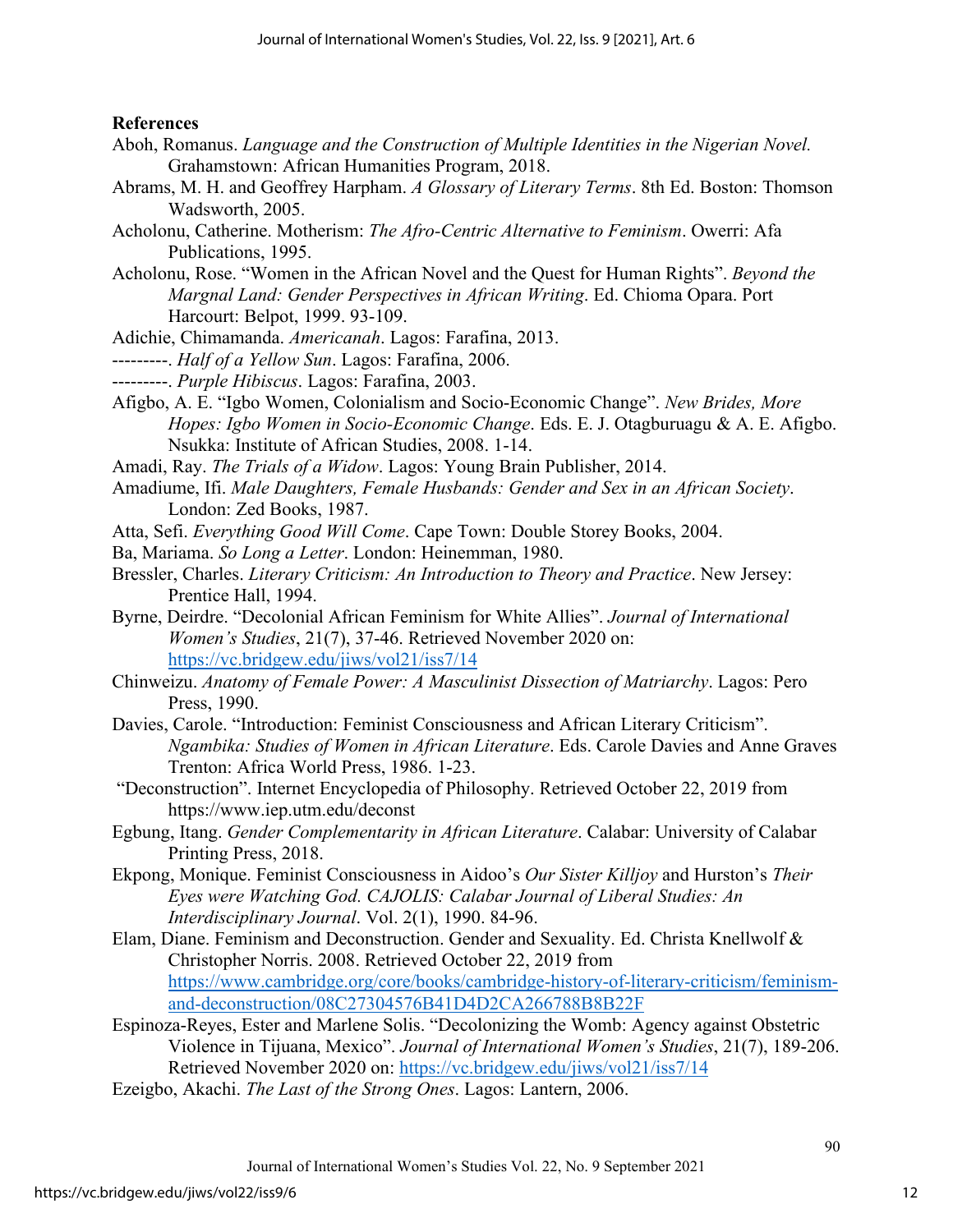**References**

Aboh, Romanus. *Language and the Construction of Multiple Identities in the Nigerian Novel.* Grahamstown: African Humanities Program, 2018.

Abrams, M. H. and Geoffrey Harpham. *A Glossary of Literary Terms*. 8th Ed. Boston: Thomson Wadsworth, 2005.

Acholonu, Catherine. Motherism: *The Afro-Centric Alternative to Feminism*. Owerri: Afa Publications, 1995.

Acholonu, Rose. "Women in the African Novel and the Quest for Human Rights". *Beyond the Margnal Land: Gender Perspectives in African Writing*. Ed. Chioma Opara. Port Harcourt: Belpot, 1999. 93-109.

Adichie, Chimamanda. *Americanah*. Lagos: Farafina, 2013.

---------. *Half of a Yellow Sun*. Lagos: Farafina, 2006.

---------. *Purple Hibiscus*. Lagos: Farafina, 2003.

Afigbo, A. E. "Igbo Women, Colonialism and Socio-Economic Change". *New Brides, More Hopes: Igbo Women in Socio-Economic Change*. Eds. E. J. Otagburuagu & A. E. Afigbo. Nsukka: Institute of African Studies, 2008. 1-14.

Amadi, Ray. *The Trials of a Widow*. Lagos: Young Brain Publisher, 2014.

Amadiume, Ifi. *Male Daughters, Female Husbands: Gender and Sex in an African Society*. London: Zed Books, 1987.

Atta, Sefi. *Everything Good Will Come*. Cape Town: Double Storey Books, 2004.

Ba, Mariama. *So Long a Letter*. London: Heinemman, 1980.

Bressler, Charles. *Literary Criticism: An Introduction to Theory and Practice*. New Jersey: Prentice Hall, 1994.

Byrne, Deirdre. "Decolonial African Feminism for White Allies". *Journal of International Women's Studies*, 21(7), 37-46. Retrieved November 2020 on: https://vc.bridgew.edu/jiws/vol21/iss7/14

Chinweizu. *Anatomy of Female Power: A Masculinist Dissection of Matriarchy*. Lagos: Pero Press, 1990.

Davies, Carole. "Introduction: Feminist Consciousness and African Literary Criticism". *Ngambika: Studies of Women in African Literature*. Eds. Carole Davies and Anne Graves Trenton: Africa World Press, 1986. 1-23.

"Deconstruction". Internet Encyclopedia of Philosophy. Retrieved October 22, 2019 from https://www.iep.utm.edu/deconst

Egbung, Itang. *Gender Complementarity in African Literature*. Calabar: University of Calabar Printing Press, 2018.

Ekpong, Monique. Feminist Consciousness in Aidoo's *Our Sister Killjoy* and Hurston's *Their Eyes were Watching God. CAJOLIS: Calabar Journal of Liberal Studies: An Interdisciplinary Journal*. Vol. 2(1), 1990. 84-96.

Elam, Diane. Feminism and Deconstruction. Gender and Sexuality. Ed. Christa Knellwolf & Christopher Norris. 2008. Retrieved October 22, 2019 from https://www.cambridge.org/core/books/cambridge-history-of-literary-criticism/feminism-and-deconstruction/08C27304576B41D4D2CA266788B8B22F

Espinoza-Reyes, Ester and Marlene Solis. "Decolonizing the Womb: Agency against Obstetric Violence in Tijuana, Mexico". *Journal of International Women's Studies*, 21(7), 189-206. Retrieved November 2020 on: https://vc.bridgew.edu/jiws/vol21/iss7/14

Ezeigbo, Akachi. *The Last of the Strong Ones*. Lagos: Lantern, 2006.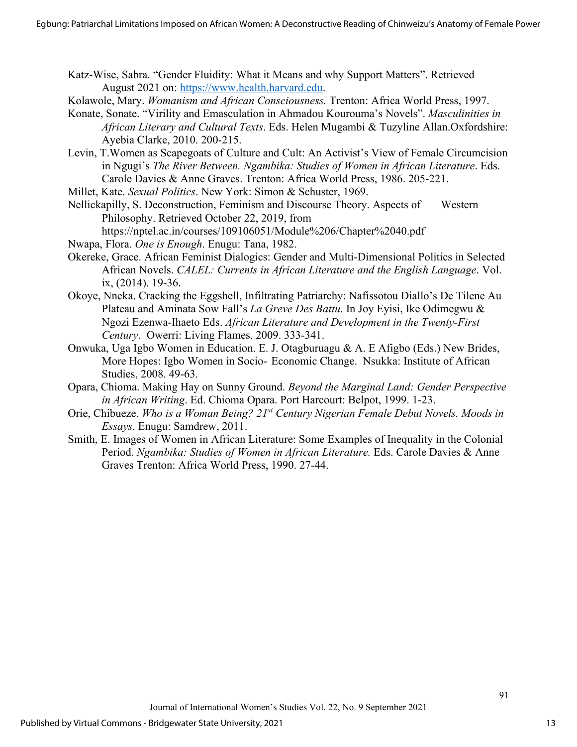Katz-Wise, Sabra. “Gender Fluidity: What it Means and why Support Matters”. Retrieved August 2021 on: https://www.health.harvard.edu.

Kolawole, Mary. *Womanism and African Consciousness.* Trenton: Africa World Press, 1997.

Konate, Sonate. “Virility and Emasculation in Ahmadou Kourouma’s Novels”. *Masculinities in African Literary and Cultural Texts*. Eds. Helen Mugambi & Tuzyline Allan.Oxfordshire: Ayebia Clarke, 2010. 200-215.

Levin, T.Women as Scapegoats of Culture and Cult: An Activist’s View of Female Circumcision in Ngugi’s *The River Between. Ngambika: Studies of Women in African Literature*. Eds. Carole Davies & Anne Graves. Trenton: Africa World Press, 1986. 205-221.

Millet, Kate. *Sexual Politics*. New York: Simon & Schuster, 1969.

Nellickapilly, S. Deconstruction, Feminism and Discourse Theory. Aspects of Western Philosophy. Retrieved October 22, 2019, from https://nptel.ac.in/courses/109106051/Module%206/Chapter%2040.pdf

Nwapa, Flora. *One is Enough*. Enugu: Tana, 1982.

Okereke, Grace. African Feminist Dialogics: Gender and Multi-Dimensional Politics in Selected African Novels. *CALEL: Currents in African Literature and the English Language*. Vol. ix, (2014). 19-36.

Okoye, Nneka. Cracking the Eggshell, Infiltrating Patriarchy: Nafissotou Diallo’s De Tilene Au Plateau and Aminata Sow Fall’s *La Greve Des Battu.* In Joy Eyisi, Ike Odimegwu & Ngozi Ezenwa-Ihaeto Eds. *African Literature and Development in the Twenty-First Century*. Owerri: Living Flames, 2009. 333-341.

Onwuka, Uga Igbo Women in Education. E. J. Otagburuagu & A. E Afigbo (Eds.) New Brides, More Hopes: Igbo Women in Socio- Economic Change. Nsukka: Institute of African Studies, 2008. 49-63.

Opara, Chioma. Making Hay on Sunny Ground. *Beyond the Marginal Land: Gender Perspective in African Writing*. Ed. Chioma Opara. Port Harcourt: Belpot, 1999. 1-23.

Orie, Chibueze. *Who is a Woman Being? 21st Century Nigerian Female Debut Novels. Moods in Essays*. Enugu: Samdrew, 2011.

Smith, E. Images of Women in African Literature: Some Examples of Inequality in the Colonial Period. *Ngambika: Studies of Women in African Literature.* Eds. Carole Davies & Anne Graves Trenton: Africa World Press, 1990. 27-44.